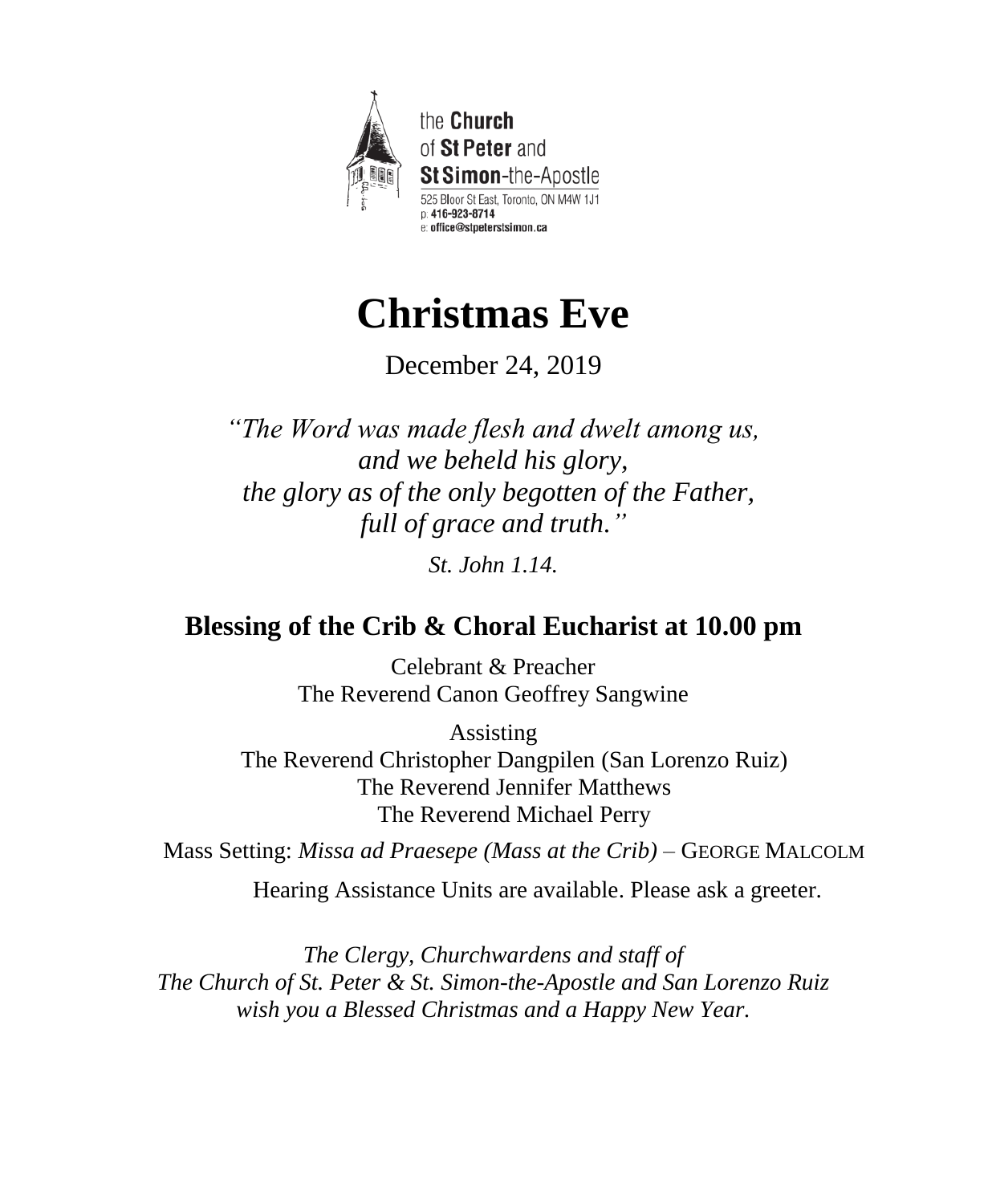the **Church**
of **St Peter** and
**St Simon**-the-Apostle
525 Bloor St East, Toronto, ON M4W 1J1
p: **416-923-8714**
e: **office@stpeterstsimon.ca**

# Christmas Eve

December 24, 2019

*"The Word was made flesh and dwelt among us,*
*and we beheld his glory,*
*the glory as of the only begotten of the Father,*
*full of grace and truth."*

*St. John 1.14.*

## Blessing of the Crib & Choral Eucharist at 10.00 pm

Celebrant & Preacher
The Reverend Canon Geoffrey Sangwine

Assisting
The Reverend Christopher Dangpilen (San Lorenzo Ruiz)
The Reverend Jennifer Matthews
The Reverend Michael Perry

Mass Setting: *Missa ad Praesepe (Mass at the Crib)* – GEORGE MALCOLM

Hearing Assistance Units are available. Please ask a greeter.

*The Clergy, Churchwardens and staff of*
*The Church of St. Peter & St. Simon-the-Apostle and San Lorenzo Ruiz*
*wish you a Blessed Christmas and a Happy New Year.*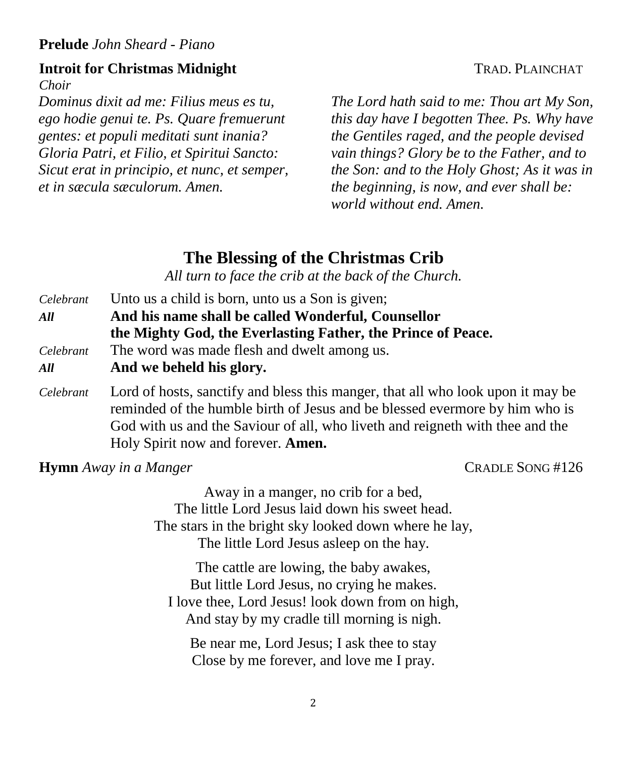**Prelude** *John Sheard - Piano*

**Introit for Christmas Midnight** TRAD. PLAINCHAT

*Choir*

*Dominus dixit ad me: Filius meus es tu, ego hodie genui te. Ps. Quare fremuerunt gentes: et populi meditati sunt inania? Gloria Patri, et Filio, et Spiritui Sancto: Sicut erat in principio, et nunc, et semper, et in sæcula sæculorum. Amen.*

*The Lord hath said to me: Thou art My Son, this day have I begotten Thee. Ps. Why have the Gentiles raged, and the people devised vain things? Glory be to the Father, and to the Son: and to the Holy Ghost; As it was in the beginning, is now, and ever shall be: world without end. Amen.*

## The Blessing of the Christmas Crib

*All turn to face the crib at the back of the Church.*

*Celebrant* Unto us a child is born, unto us a Son is given;

***All*** **And his name shall be called Wonderful, Counsellor the Mighty God, the Everlasting Father, the Prince of Peace.**

*Celebrant* The word was made flesh and dwelt among us.

***All*** **And we beheld his glory.**

*Celebrant* Lord of hosts, sanctify and bless this manger, that all who look upon it may be reminded of the humble birth of Jesus and be blessed evermore by him who is God with us and the Saviour of all, who liveth and reigneth with thee and the Holy Spirit now and forever. **Amen.**

**Hymn** *Away in a Manger* CRADLE SONG #126

Away in a manger, no crib for a bed,
The little Lord Jesus laid down his sweet head.
The stars in the bright sky looked down where he lay,
The little Lord Jesus asleep on the hay.

The cattle are lowing, the baby awakes,
But little Lord Jesus, no crying he makes.
I love thee, Lord Jesus! look down from on high,
And stay by my cradle till morning is nigh.

Be near me, Lord Jesus; I ask thee to stay
Close by me forever, and love me I pray.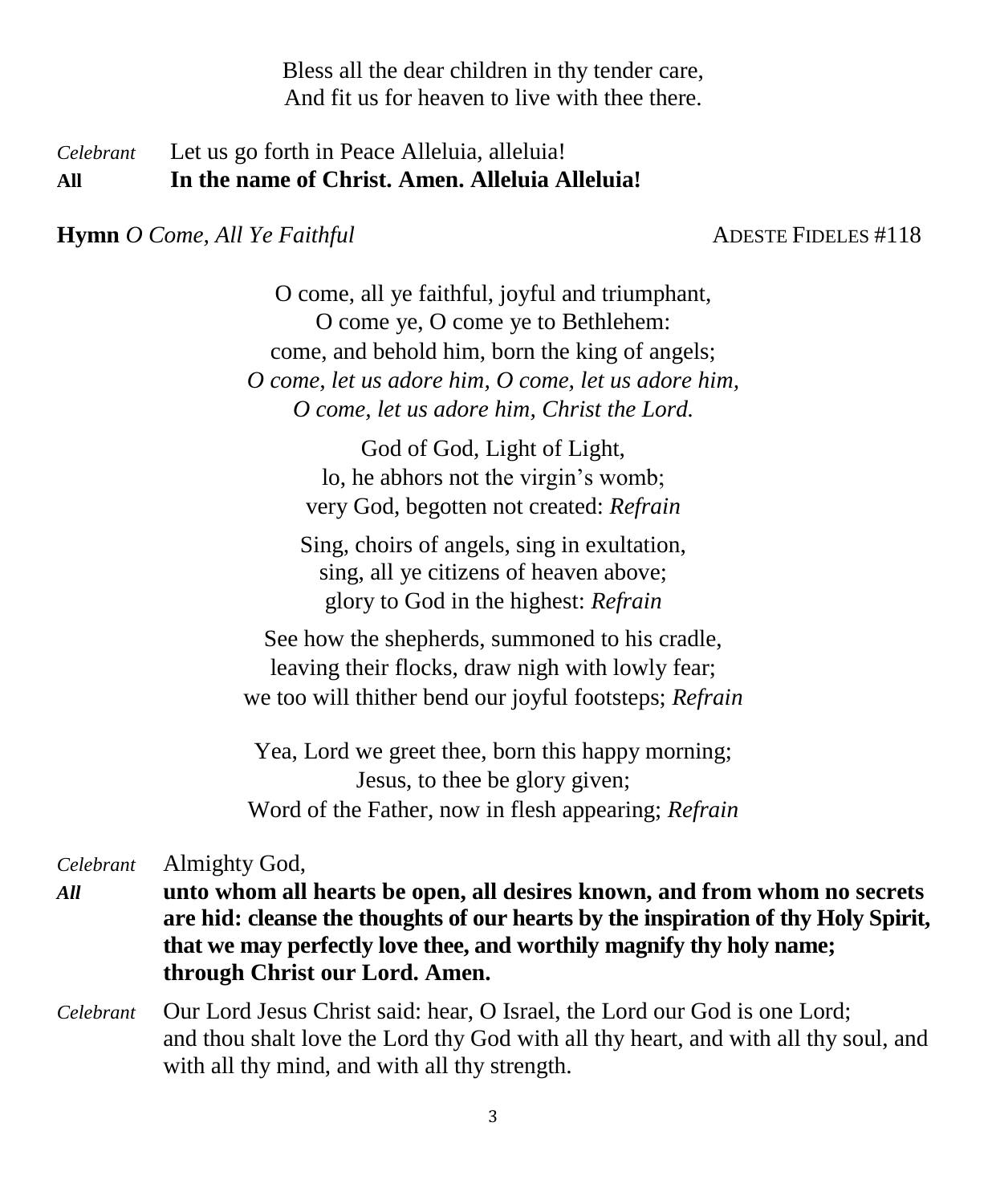Bless all the dear children in thy tender care,
And fit us for heaven to live with thee there.

*Celebrant* Let us go forth in Peace Alleluia, alleluia!
**All** **In the name of Christ. Amen. Alleluia Alleluia!**

**Hymn** *O Come, All Ye Faithful* ADESTE FIDELES #118

O come, all ye faithful, joyful and triumphant,
O come ye, O come ye to Bethlehem:
come, and behold him, born the king of angels;
*O come, let us adore him, O come, let us adore him,*
*O come, let us adore him, Christ the Lord.*

God of God, Light of Light,
lo, he abhors not the virgin's womb;
very God, begotten not created: *Refrain*

Sing, choirs of angels, sing in exultation,
sing, all ye citizens of heaven above;
glory to God in the highest: *Refrain*

See how the shepherds, summoned to his cradle,
leaving their flocks, draw nigh with lowly fear;
we too will thither bend our joyful footsteps; *Refrain*

Yea, Lord we greet thee, born this happy morning;
Jesus, to thee be glory given;
Word of the Father, now in flesh appearing; *Refrain*

*Celebrant* Almighty God,
***All*** **unto whom all hearts be open, all desires known, and from whom no secrets are hid: cleanse the thoughts of our hearts by the inspiration of thy Holy Spirit, that we may perfectly love thee, and worthily magnify thy holy name; through Christ our Lord. Amen.**

*Celebrant* Our Lord Jesus Christ said: hear, O Israel, the Lord our God is one Lord; and thou shalt love the Lord thy God with all thy heart, and with all thy soul, and with all thy mind, and with all thy strength.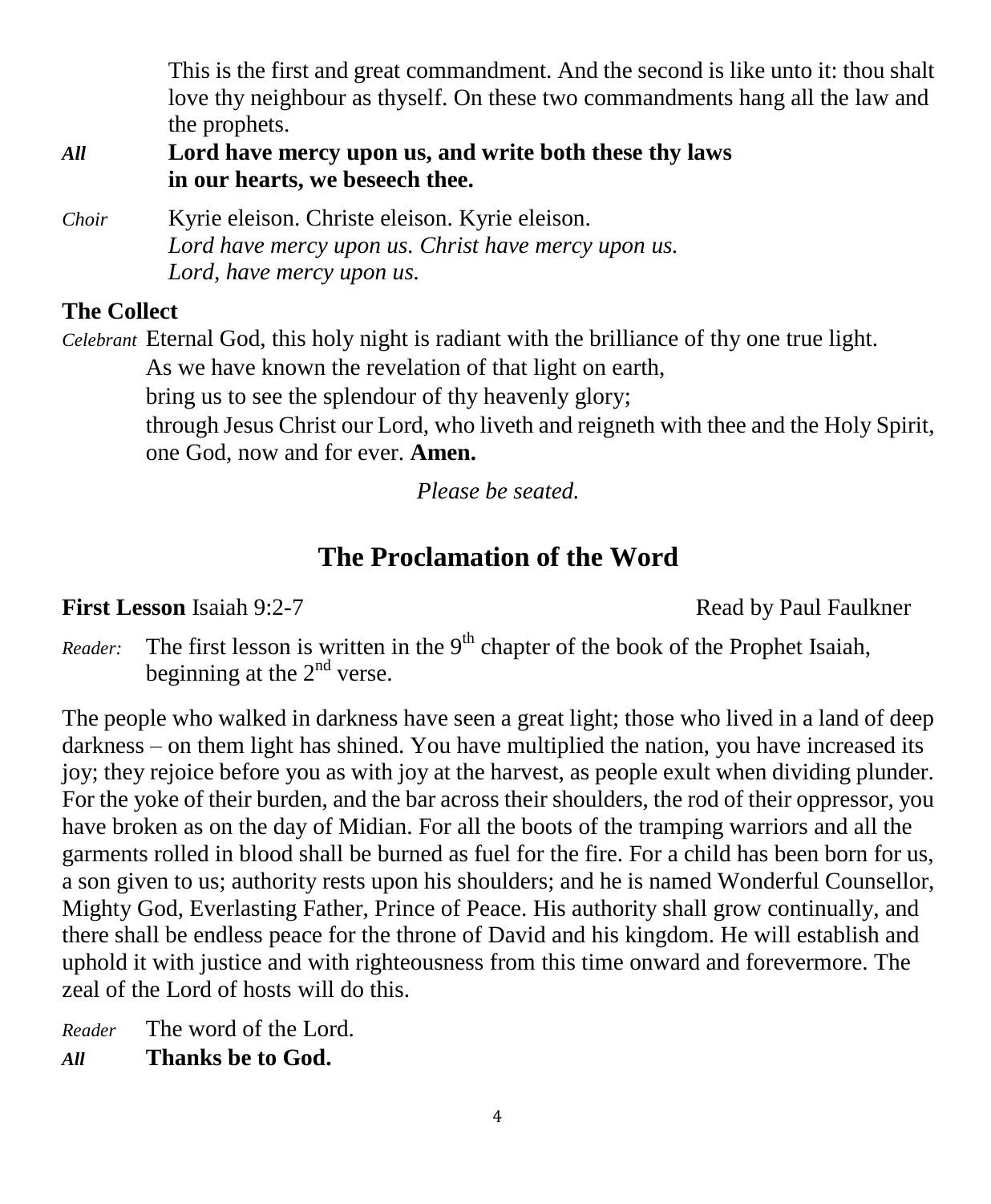This is the first and great commandment. And the second is like unto it: thou shalt love thy neighbour as thyself. On these two commandments hang all the law and the prophets.

*All* **Lord have mercy upon us, and write both these thy laws in our hearts, we beseech thee.**

*Choir* Kyrie eleison. Christe eleison. Kyrie eleison.
*Lord have mercy upon us. Christ have mercy upon us.*
*Lord, have mercy upon us.*

**The Collect**

*Celebrant* Eternal God, this holy night is radiant with the brilliance of thy one true light.
As we have known the revelation of that light on earth,
bring us to see the splendour of thy heavenly glory;
through Jesus Christ our Lord, who liveth and reigneth with thee and the Holy Spirit, one God, now and for ever. **Amen.**

*Please be seated.*

## The Proclamation of the Word

**First Lesson** Isaiah 9:2-7 Read by Paul Faulkner

*Reader:* The first lesson is written in the 9th chapter of the book of the Prophet Isaiah, beginning at the 2nd verse.

The people who walked in darkness have seen a great light; those who lived in a land of deep darkness – on them light has shined. You have multiplied the nation, you have increased its joy; they rejoice before you as with joy at the harvest, as people exult when dividing plunder. For the yoke of their burden, and the bar across their shoulders, the rod of their oppressor, you have broken as on the day of Midian. For all the boots of the tramping warriors and all the garments rolled in blood shall be burned as fuel for the fire. For a child has been born for us, a son given to us; authority rests upon his shoulders; and he is named Wonderful Counsellor, Mighty God, Everlasting Father, Prince of Peace. His authority shall grow continually, and there shall be endless peace for the throne of David and his kingdom. He will establish and uphold it with justice and with righteousness from this time onward and forevermore. The zeal of the Lord of hosts will do this.

*Reader* The word of the Lord.
*All* **Thanks be to God.**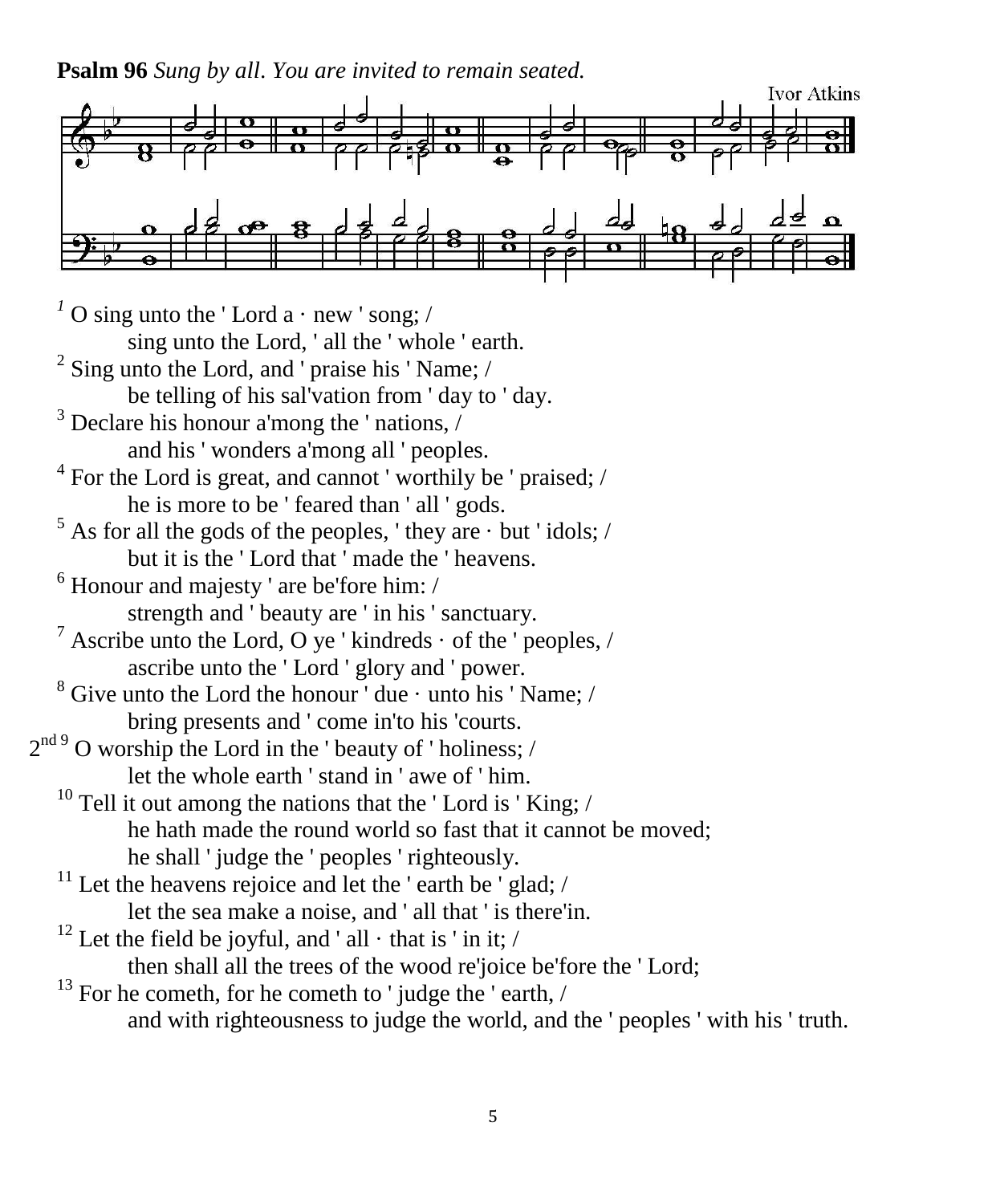**Psalm 96** *Sung by all. You are invited to remain seated.*

Ivor Atkins

[1] O sing unto the ' Lord a · new ' song; /
sing unto the Lord, ' all the ' whole ' earth.

[2] Sing unto the Lord, and ' praise his ' Name; /
be telling of his sal'vation from ' day to ' day.

[3] Declare his honour a'mong the ' nations, /
and his ' wonders a'mong all ' peoples.

[4] For the Lord is great, and cannot ' worthily be ' praised; /
he is more to be ' feared than ' all ' gods.

[5] As for all the gods of the peoples, ' they are · but ' idols; /
but it is the ' Lord that ' made the ' heavens.

[6] Honour and majesty ' are be'fore him: /
strength and ' beauty are ' in his ' sanctuary.

[7] Ascribe unto the Lord, O ye ' kindreds · of the ' peoples, /
ascribe unto the ' Lord ' glory and ' power.

[8] Give unto the Lord the honour ' due · unto his ' Name; /
bring presents and ' come in'to his 'courts.

2nd [9] O worship the Lord in the ' beauty of ' holiness; /
let the whole earth ' stand in ' awe of ' him.

[10] Tell it out among the nations that the ' Lord is ' King; /
he hath made the round world so fast that it cannot be moved;
he shall ' judge the ' peoples ' righteously.

[11] Let the heavens rejoice and let the ' earth be ' glad; /
let the sea make a noise, and ' all that ' is there'in.

[12] Let the field be joyful, and ' all · that is ' in it; /
then shall all the trees of the wood re'joice be'fore the ' Lord;

[13] For he cometh, for he cometh to ' judge the ' earth, /
and with righteousness to judge the world, and the ' peoples ' with his ' truth.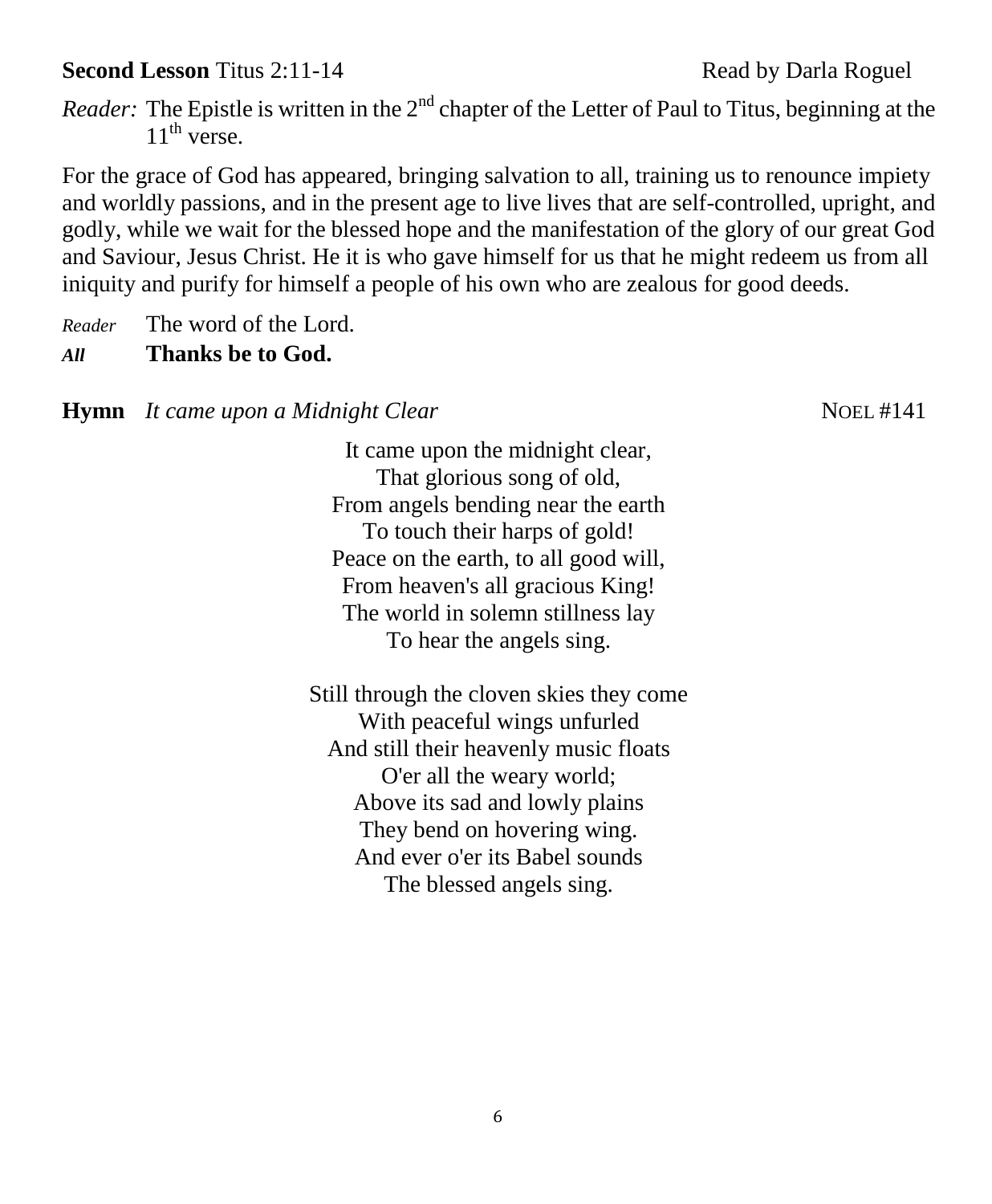**Second Lesson** Titus 2:11-14 Read by Darla Roguel

*Reader:* The Epistle is written in the 2nd chapter of the Letter of Paul to Titus, beginning at the 11th verse.

For the grace of God has appeared, bringing salvation to all, training us to renounce impiety and worldly passions, and in the present age to live lives that are self-controlled, upright, and godly, while we wait for the blessed hope and the manifestation of the glory of our great God and Saviour, Jesus Christ. He it is who gave himself for us that he might redeem us from all iniquity and purify for himself a people of his own who are zealous for good deeds.

*Reader* The word of the Lord.
***All*** **Thanks be to God.**

**Hymn** *It came upon a Midnight Clear* NOEL #141

It came upon the midnight clear,
That glorious song of old,
From angels bending near the earth
To touch their harps of gold!
Peace on the earth, to all good will,
From heaven's all gracious King!
The world in solemn stillness lay
To hear the angels sing.

Still through the cloven skies they come
With peaceful wings unfurled
And still their heavenly music floats
O'er all the weary world;
Above its sad and lowly plains
They bend on hovering wing.
And ever o'er its Babel sounds
The blessed angels sing.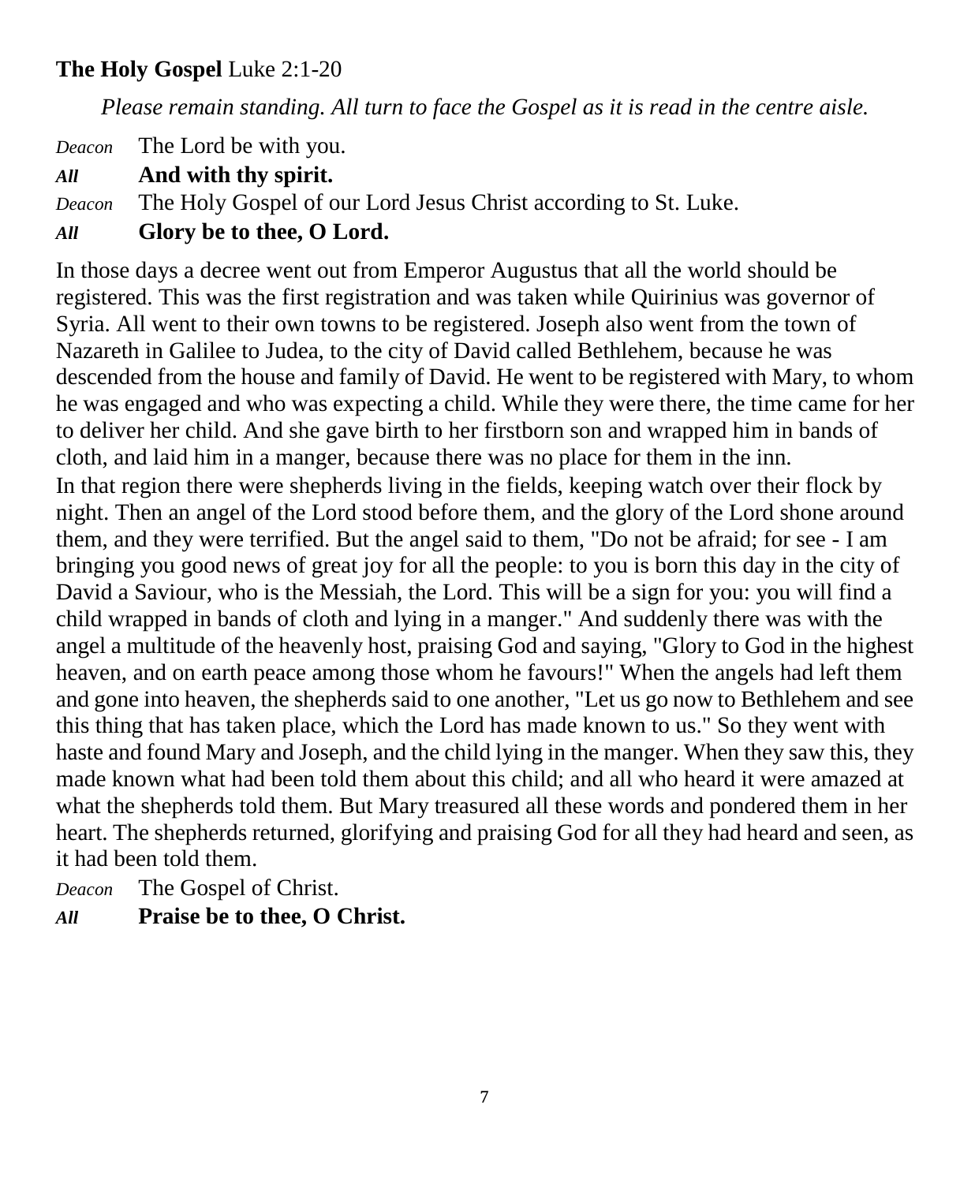**The Holy Gospel** Luke 2:1-20

*Please remain standing. All turn to face the Gospel as it is read in the centre aisle.*

*Deacon* The Lord be with you.

***All*** **And with thy spirit.**

*Deacon* The Holy Gospel of our Lord Jesus Christ according to St. Luke.

***All*** **Glory be to thee, O Lord.**

In those days a decree went out from Emperor Augustus that all the world should be registered. This was the first registration and was taken while Quirinius was governor of Syria. All went to their own towns to be registered. Joseph also went from the town of Nazareth in Galilee to Judea, to the city of David called Bethlehem, because he was descended from the house and family of David. He went to be registered with Mary, to whom he was engaged and who was expecting a child. While they were there, the time came for her to deliver her child. And she gave birth to her firstborn son and wrapped him in bands of cloth, and laid him in a manger, because there was no place for them in the inn.

In that region there were shepherds living in the fields, keeping watch over their flock by night. Then an angel of the Lord stood before them, and the glory of the Lord shone around them, and they were terrified. But the angel said to them, "Do not be afraid; for see - I am bringing you good news of great joy for all the people: to you is born this day in the city of David a Saviour, who is the Messiah, the Lord. This will be a sign for you: you will find a child wrapped in bands of cloth and lying in a manger." And suddenly there was with the angel a multitude of the heavenly host, praising God and saying, "Glory to God in the highest heaven, and on earth peace among those whom he favours!" When the angels had left them and gone into heaven, the shepherds said to one another, "Let us go now to Bethlehem and see this thing that has taken place, which the Lord has made known to us." So they went with haste and found Mary and Joseph, and the child lying in the manger. When they saw this, they made known what had been told them about this child; and all who heard it were amazed at what the shepherds told them. But Mary treasured all these words and pondered them in her heart. The shepherds returned, glorifying and praising God for all they had heard and seen, as it had been told them.

*Deacon* The Gospel of Christ.

***All*** **Praise be to thee, O Christ.**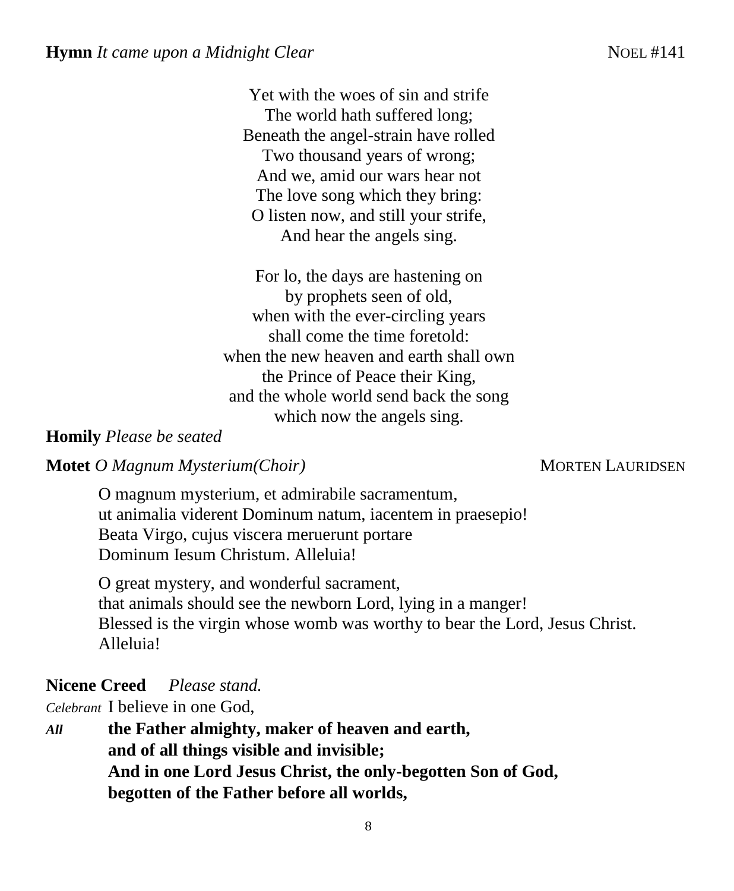**Hymn** *It came upon a Midnight Clear* NOEL #141

Yet with the woes of sin and strife
The world hath suffered long;
Beneath the angel-strain have rolled
Two thousand years of wrong;
And we, amid our wars hear not
The love song which they bring:
O listen now, and still your strife,
And hear the angels sing.

For lo, the days are hastening on
by prophets seen of old,
when with the ever-circling years
shall come the time foretold:
when the new heaven and earth shall own
the Prince of Peace their King,
and the whole world send back the song
which now the angels sing.

**Homily** *Please be seated*

**Motet** *O Magnum Mysterium(Choir)* MORTEN LAURIDSEN

O magnum mysterium, et admirabile sacramentum,
ut animalia viderent Dominum natum, iacentem in praesepio!
Beata Virgo, cujus viscera meruerunt portare
Dominum Iesum Christum. Alleluia!

O great mystery, and wonderful sacrament,
that animals should see the newborn Lord, lying in a manger!
Blessed is the virgin whose womb was worthy to bear the Lord, Jesus Christ.
Alleluia!

**Nicene Creed** *Please stand.*

*Celebrant* I believe in one God,

***All*** **the Father almighty, maker of heaven and earth,
and of all things visible and invisible;
And in one Lord Jesus Christ, the only-begotten Son of God,
begotten of the Father before all worlds,**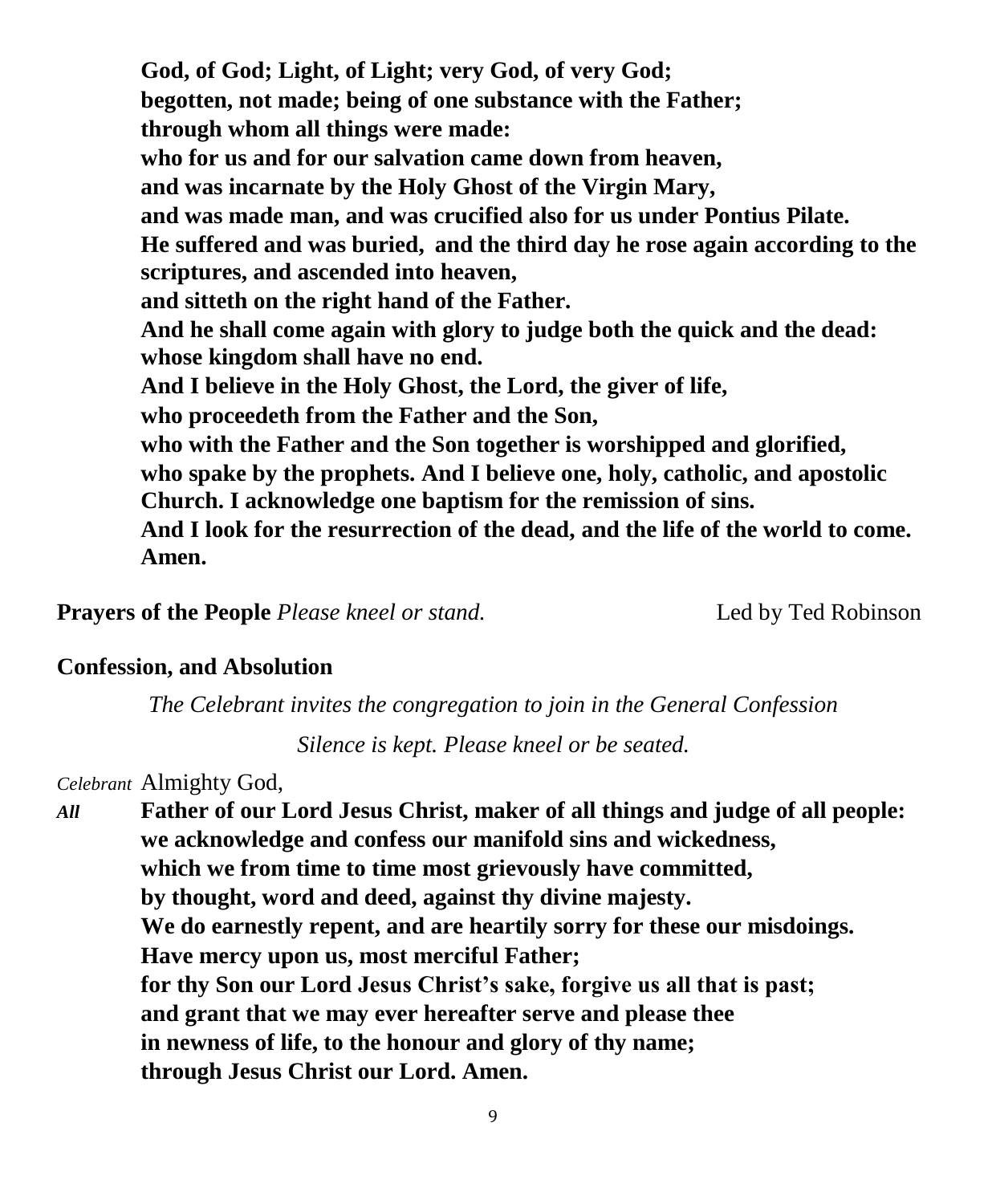**God, of God; Light, of Light; very God, of very God;**
**begotten, not made; being of one substance with the Father;**
**through whom all things were made:**
**who for us and for our salvation came down from heaven,**
**and was incarnate by the Holy Ghost of the Virgin Mary,**
**and was made man, and was crucified also for us under Pontius Pilate.**
**He suffered and was buried, and the third day he rose again according to the scriptures, and ascended into heaven,**
**and sitteth on the right hand of the Father.**
**And he shall come again with glory to judge both the quick and the dead:**
**whose kingdom shall have no end.**
**And I believe in the Holy Ghost, the Lord, the giver of life,**
**who proceedeth from the Father and the Son,**
**who with the Father and the Son together is worshipped and glorified,**
**who spake by the prophets. And I believe one, holy, catholic, and apostolic Church. I acknowledge one baptism for the remission of sins.**
**And I look for the resurrection of the dead, and the life of the world to come. Amen.**

**Prayers of the People** *Please kneel or stand.* Led by Ted Robinson

**Confession, and Absolution**

*The Celebrant invites the congregation to join in the General Confession*

*Silence is kept. Please kneel or be seated.*

*Celebrant* Almighty God,

*All* **Father of our Lord Jesus Christ, maker of all things and judge of all people:**
**we acknowledge and confess our manifold sins and wickedness,**
**which we from time to time most grievously have committed,**
**by thought, word and deed, against thy divine majesty.**
**We do earnestly repent, and are heartily sorry for these our misdoings.**
**Have mercy upon us, most merciful Father;**
**for thy Son our Lord Jesus Christ's sake, forgive us all that is past;**
**and grant that we may ever hereafter serve and please thee**
**in newness of life, to the honour and glory of thy name;**
**through Jesus Christ our Lord. Amen.**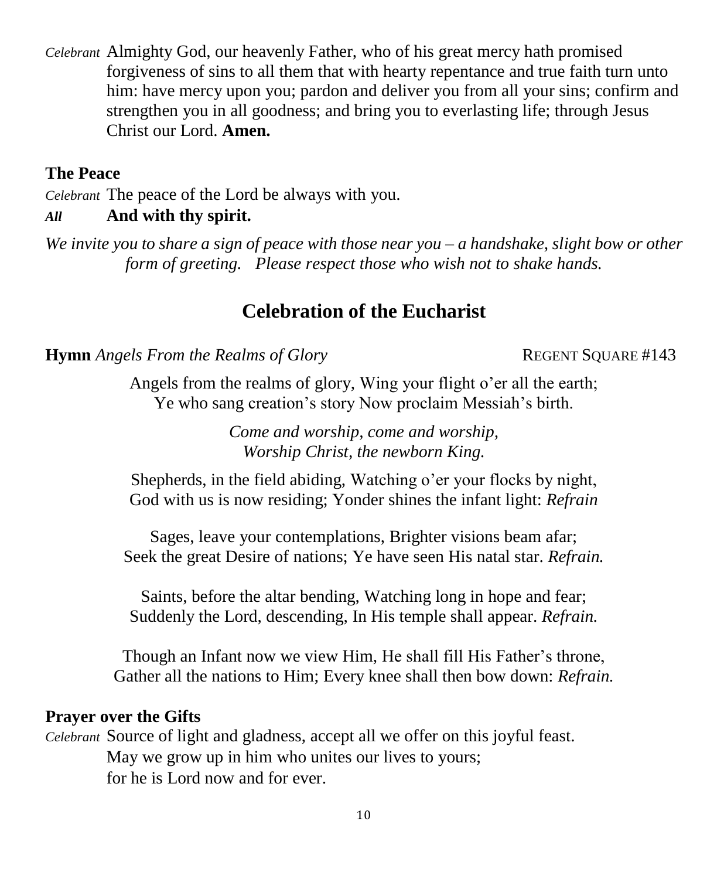*Celebrant* Almighty God, our heavenly Father, who of his great mercy hath promised forgiveness of sins to all them that with hearty repentance and true faith turn unto him: have mercy upon you; pardon and deliver you from all your sins; confirm and strengthen you in all goodness; and bring you to everlasting life; through Jesus Christ our Lord. **Amen.**

**The Peace**

*Celebrant* The peace of the Lord be always with you.

***All*** **And with thy spirit.**

*We invite you to share a sign of peace with those near you – a handshake, slight bow or other form of greeting. Please respect those who wish not to shake hands.*

## Celebration of the Eucharist

**Hymn** *Angels From the Realms of Glory* REGENT SQUARE #143

Angels from the realms of glory, Wing your flight o'er all the earth;
Ye who sang creation's story Now proclaim Messiah's birth.

*Come and worship, come and worship,*
*Worship Christ, the newborn King.*

Shepherds, in the field abiding, Watching o'er your flocks by night,
God with us is now residing; Yonder shines the infant light: *Refrain*

Sages, leave your contemplations, Brighter visions beam afar;
Seek the great Desire of nations; Ye have seen His natal star. *Refrain.*

Saints, before the altar bending, Watching long in hope and fear;
Suddenly the Lord, descending, In His temple shall appear. *Refrain.*

Though an Infant now we view Him, He shall fill His Father's throne,
Gather all the nations to Him; Every knee shall then bow down: *Refrain.*

**Prayer over the Gifts**

*Celebrant* Source of light and gladness, accept all we offer on this joyful feast.
May we grow up in him who unites our lives to yours;
for he is Lord now and for ever.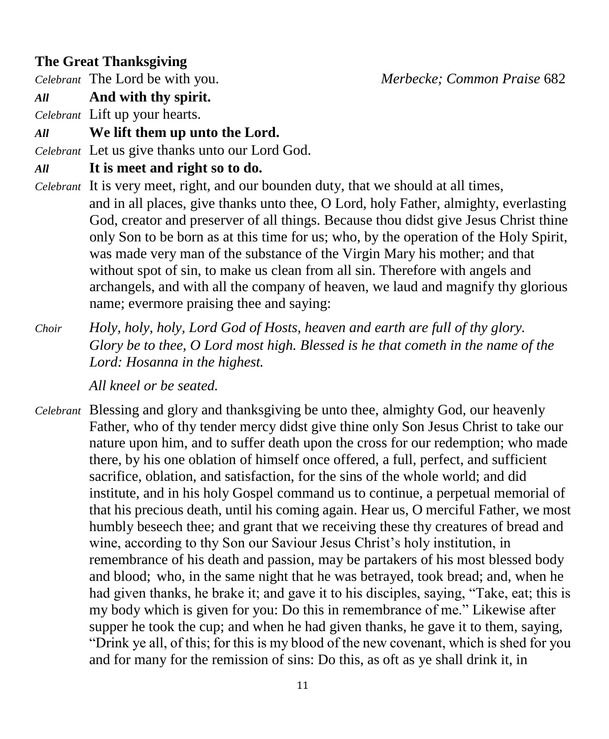**The Great Thanksgiving**

*Celebrant* The Lord be with you. *Merbecke; Common Praise* 682

***All*** **And with thy spirit.**

*Celebrant* Lift up your hearts.

***All*** **We lift them up unto the Lord.**

*Celebrant* Let us give thanks unto our Lord God.

***All*** **It is meet and right so to do.**

*Celebrant* It is very meet, right, and our bounden duty, that we should at all times, and in all places, give thanks unto thee, O Lord, holy Father, almighty, everlasting God, creator and preserver of all things. Because thou didst give Jesus Christ thine only Son to be born as at this time for us; who, by the operation of the Holy Spirit, was made very man of the substance of the Virgin Mary his mother; and that without spot of sin, to make us clean from all sin. Therefore with angels and archangels, and with all the company of heaven, we laud and magnify thy glorious name; evermore praising thee and saying:

*Choir* *Holy, holy, holy, Lord God of Hosts, heaven and earth are full of thy glory. Glory be to thee, O Lord most high. Blessed is he that cometh in the name of the Lord: Hosanna in the highest.*

*All kneel or be seated.*

*Celebrant* Blessing and glory and thanksgiving be unto thee, almighty God, our heavenly Father, who of thy tender mercy didst give thine only Son Jesus Christ to take our nature upon him, and to suffer death upon the cross for our redemption; who made there, by his one oblation of himself once offered, a full, perfect, and sufficient sacrifice, oblation, and satisfaction, for the sins of the whole world; and did institute, and in his holy Gospel command us to continue, a perpetual memorial of that his precious death, until his coming again. Hear us, O merciful Father, we most humbly beseech thee; and grant that we receiving these thy creatures of bread and wine, according to thy Son our Saviour Jesus Christ's holy institution, in remembrance of his death and passion, may be partakers of his most blessed body and blood; who, in the same night that he was betrayed, took bread; and, when he had given thanks, he brake it; and gave it to his disciples, saying, "Take, eat; this is my body which is given for you: Do this in remembrance of me." Likewise after supper he took the cup; and when he had given thanks, he gave it to them, saying, "Drink ye all, of this; for this is my blood of the new covenant, which is shed for you and for many for the remission of sins: Do this, as oft as ye shall drink it, in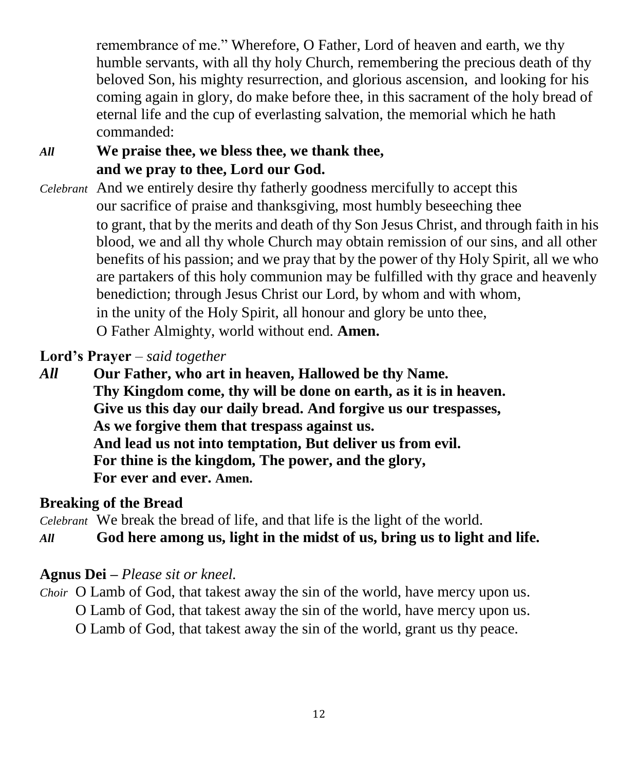remembrance of me." Wherefore, O Father, Lord of heaven and earth, we thy humble servants, with all thy holy Church, remembering the precious death of thy beloved Son, his mighty resurrection, and glorious ascension, and looking for his coming again in glory, do make before thee, in this sacrament of the holy bread of eternal life and the cup of everlasting salvation, the memorial which he hath commanded:

*All* **We praise thee, we bless thee, we thank thee, and we pray to thee, Lord our God.**

*Celebrant* And we entirely desire thy fatherly goodness mercifully to accept this our sacrifice of praise and thanksgiving, most humbly beseeching thee to grant, that by the merits and death of thy Son Jesus Christ, and through faith in his blood, we and all thy whole Church may obtain remission of our sins, and all other benefits of his passion; and we pray that by the power of thy Holy Spirit, all we who are partakers of this holy communion may be fulfilled with thy grace and heavenly benediction; through Jesus Christ our Lord, by whom and with whom, in the unity of the Holy Spirit, all honour and glory be unto thee, O Father Almighty, world without end. **Amen.**

**Lord's Prayer** – *said together*

*All* **Our Father, who art in heaven, Hallowed be thy Name.
Thy Kingdom come, thy will be done on earth, as it is in heaven.
Give us this day our daily bread. And forgive us our trespasses,
As we forgive them that trespass against us.
And lead us not into temptation, But deliver us from evil.
For thine is the kingdom, The power, and the glory,
For ever and ever. Amen.**

**Breaking of the Bread**

*Celebrant* We break the bread of life, and that life is the light of the world.

*All* **God here among us, light in the midst of us, bring us to light and life.**

**Agnus Dei** – *Please sit or kneel.*

*Choir* O Lamb of God, that takest away the sin of the world, have mercy upon us.
O Lamb of God, that takest away the sin of the world, have mercy upon us.
O Lamb of God, that takest away the sin of the world, grant us thy peace.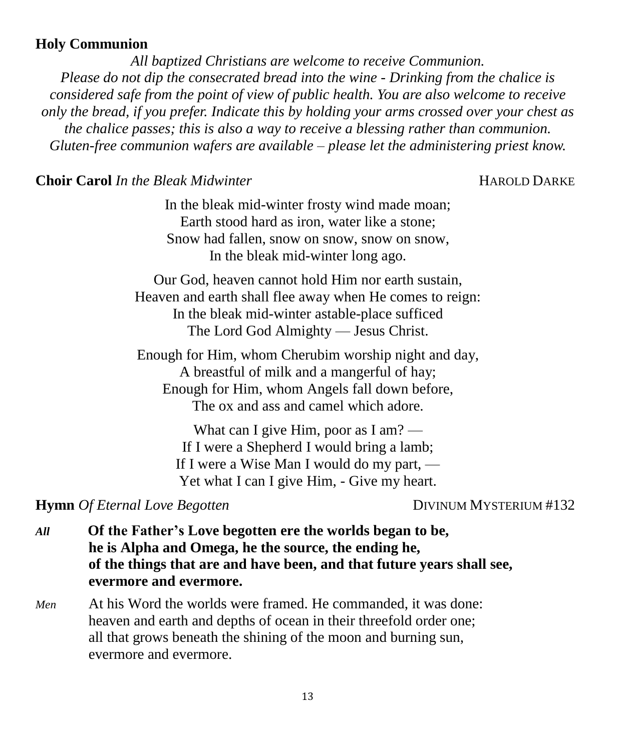**Holy Communion**

*All baptized Christians are welcome to receive Communion. Please do not dip the consecrated bread into the wine - Drinking from the chalice is considered safe from the point of view of public health. You are also welcome to receive only the bread, if you prefer. Indicate this by holding your arms crossed over your chest as the chalice passes; this is also a way to receive a blessing rather than communion. Gluten-free communion wafers are available – please let the administering priest know.*

**Choir Carol** *In the Bleak Midwinter* HAROLD DARKE

In the bleak mid-winter frosty wind made moan;
Earth stood hard as iron, water like a stone;
Snow had fallen, snow on snow, snow on snow,
In the bleak mid-winter long ago.

Our God, heaven cannot hold Him nor earth sustain,
Heaven and earth shall flee away when He comes to reign:
In the bleak mid-winter astable-place sufficed
The Lord God Almighty — Jesus Christ.

Enough for Him, whom Cherubim worship night and day,
A breastful of milk and a mangerful of hay;
Enough for Him, whom Angels fall down before,
The ox and ass and camel which adore.

What can I give Him, poor as I am? —
If I were a Shepherd I would bring a lamb;
If I were a Wise Man I would do my part, —
Yet what I can I give Him, - Give my heart.

**Hymn** *Of Eternal Love Begotten* DIVINUM MYSTERIUM #132

***All*** **Of the Father's Love begotten ere the worlds began to be,
he is Alpha and Omega, he the source, the ending he,
of the things that are and have been, and that future years shall see,
evermore and evermore.**

*Men* At his Word the worlds were framed. He commanded, it was done:
heaven and earth and depths of ocean in their threefold order one;
all that grows beneath the shining of the moon and burning sun,
evermore and evermore.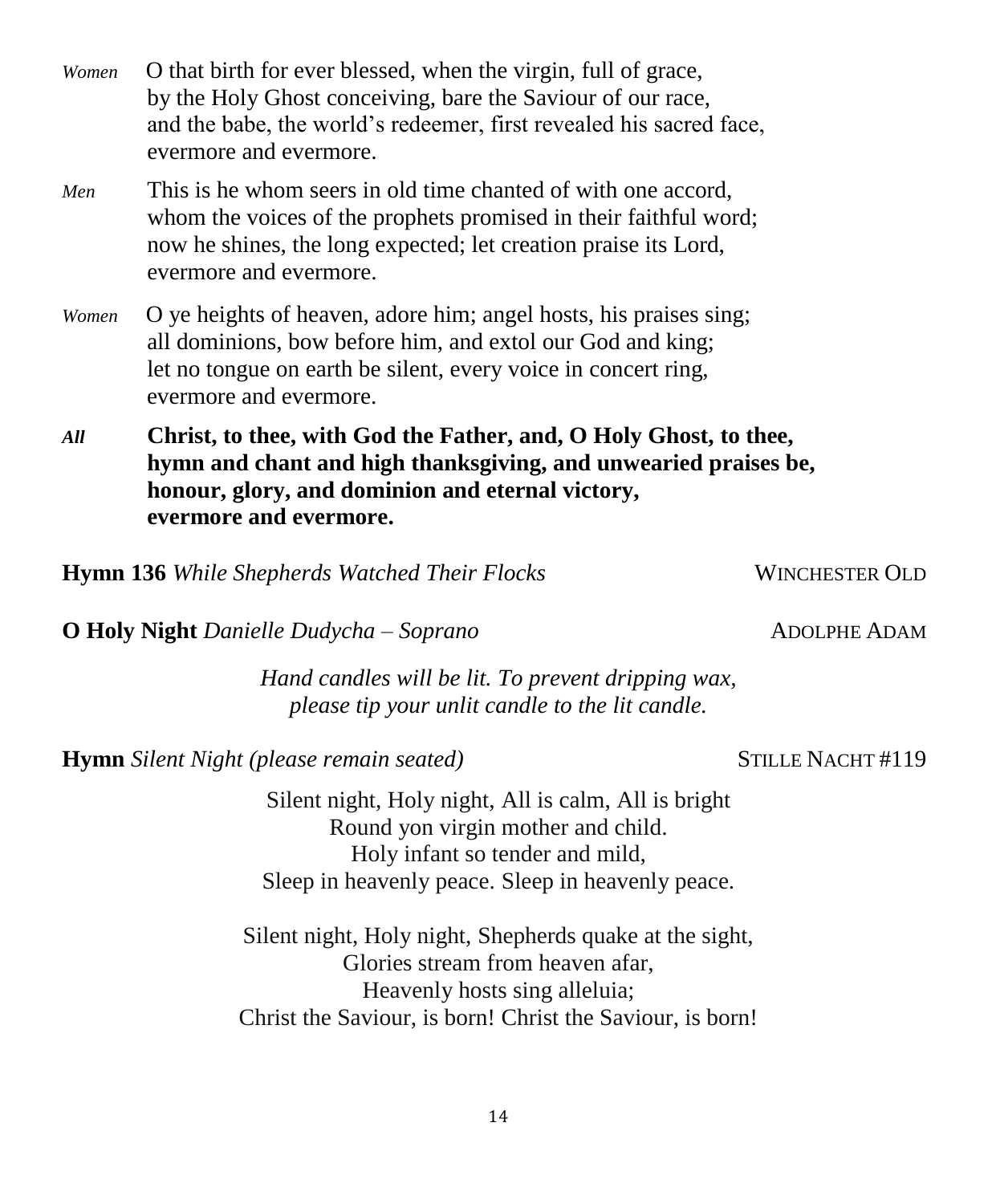*Women* O that birth for ever blessed, when the virgin, full of grace,
by the Holy Ghost conceiving, bare the Saviour of our race,
and the babe, the world's redeemer, first revealed his sacred face,
evermore and evermore.

*Men* This is he whom seers in old time chanted of with one accord,
whom the voices of the prophets promised in their faithful word;
now he shines, the long expected; let creation praise its Lord,
evermore and evermore.

*Women* O ye heights of heaven, adore him; angel hosts, his praises sing;
all dominions, bow before him, and extol our God and king;
let no tongue on earth be silent, every voice in concert ring,
evermore and evermore.

***All*** **Christ, to thee, with God the Father, and, O Holy Ghost, to thee,
hymn and chant and high thanksgiving, and unwearied praises be,
honour, glory, and dominion and eternal victory,
evermore and evermore.**

**Hymn 136** *While Shepherds Watched Their Flocks* WINCHESTER OLD

**O Holy Night** *Danielle Dudycha – Soprano* ADOLPHE ADAM

*Hand candles will be lit. To prevent dripping wax,
please tip your unlit candle to the lit candle.*

**Hymn** *Silent Night (please remain seated)* STILLE NACHT #119

Silent night, Holy night, All is calm, All is bright
Round yon virgin mother and child.
Holy infant so tender and mild,
Sleep in heavenly peace. Sleep in heavenly peace.

Silent night, Holy night, Shepherds quake at the sight,
Glories stream from heaven afar,
Heavenly hosts sing alleluia;
Christ the Saviour, is born! Christ the Saviour, is born!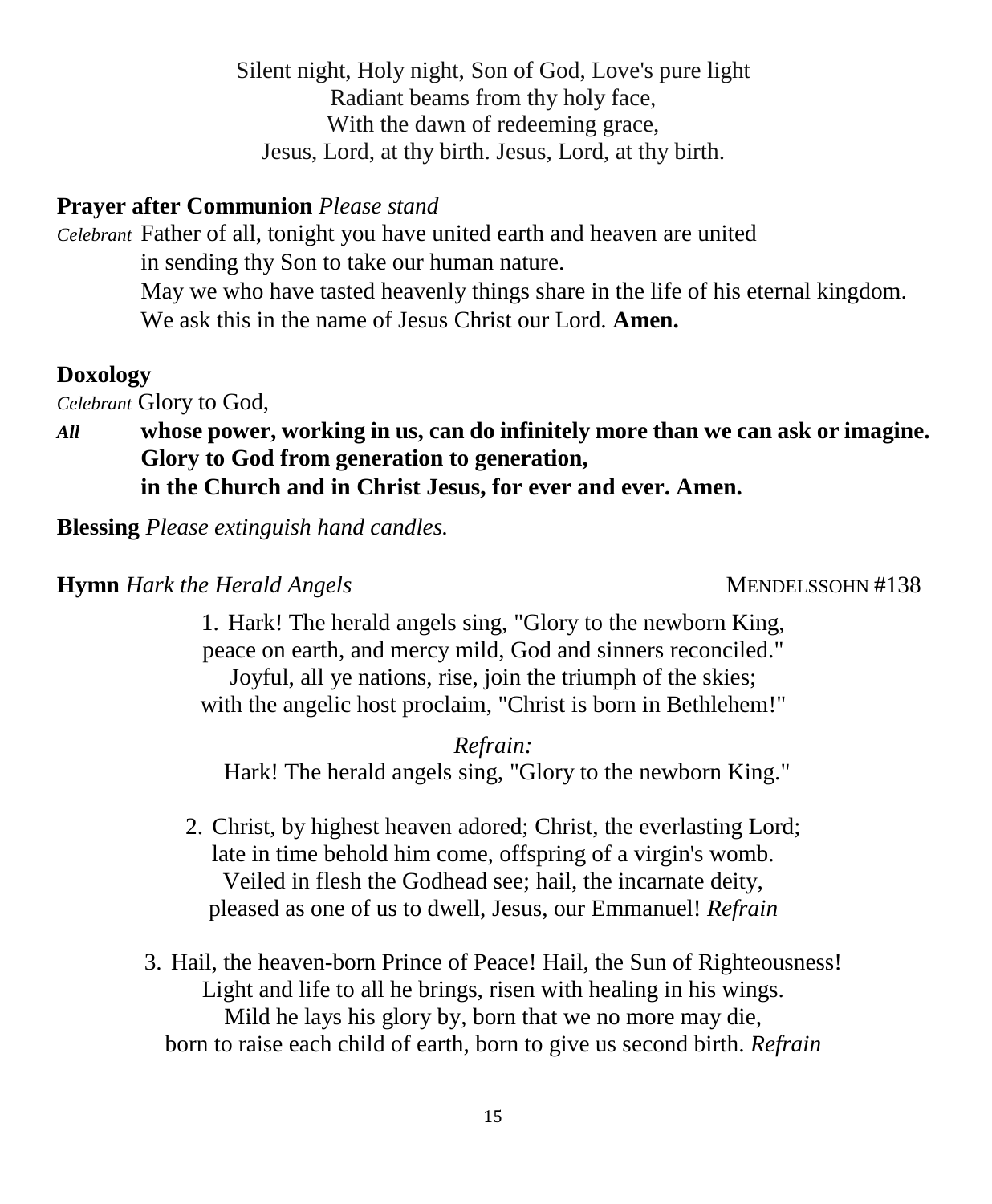Silent night, Holy night, Son of God, Love's pure light
Radiant beams from thy holy face,
With the dawn of redeeming grace,
Jesus, Lord, at thy birth. Jesus, Lord, at thy birth.

**Prayer after Communion** *Please stand*

*Celebrant* Father of all, tonight you have united earth and heaven are united
in sending thy Son to take our human nature.
May we who have tasted heavenly things share in the life of his eternal kingdom.
We ask this in the name of Jesus Christ our Lord. **Amen.**

**Doxology**

*Celebrant* Glory to God,

***All*** **whose power, working in us, can do infinitely more than we can ask or imagine.
Glory to God from generation to generation,
in the Church and in Christ Jesus, for ever and ever. Amen.**

**Blessing** *Please extinguish hand candles.*

**Hymn** *Hark the Herald Angels* MENDELSSOHN #138

1. Hark! The herald angels sing, "Glory to the newborn King,
peace on earth, and mercy mild, God and sinners reconciled."
Joyful, all ye nations, rise, join the triumph of the skies;
with the angelic host proclaim, "Christ is born in Bethlehem!"

*Refrain:*
Hark! The herald angels sing, "Glory to the newborn King."

2. Christ, by highest heaven adored; Christ, the everlasting Lord;
late in time behold him come, offspring of a virgin's womb.
Veiled in flesh the Godhead see; hail, the incarnate deity,
pleased as one of us to dwell, Jesus, our Emmanuel! *Refrain*

3. Hail, the heaven-born Prince of Peace! Hail, the Sun of Righteousness!
Light and life to all he brings, risen with healing in his wings.
Mild he lays his glory by, born that we no more may die,
born to raise each child of earth, born to give us second birth. *Refrain*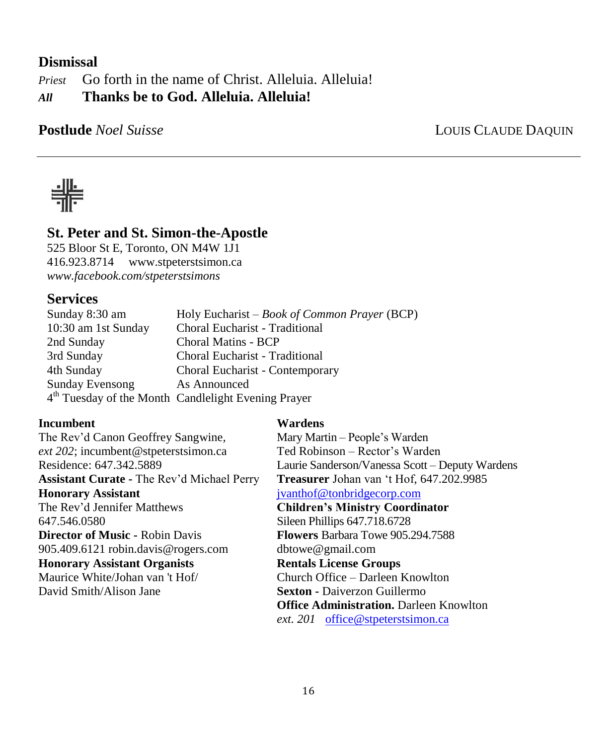**Dismissal**

*Priest* Go forth in the name of Christ. Alleluia. Alleluia!

***All*** **Thanks be to God. Alleluia. Alleluia!**

**Postlude** *Noel Suisse* LOUIS CLAUDE DAQUIN

---

## St. Peter and St. Simon-the-Apostle

525 Bloor St E, Toronto, ON M4W 1J1
416.923.8714 www.stpeterstsimon.ca
*www.facebook.com/stpeterstsimons*

## Services

| | |
|---|---|
| Sunday 8:30 am | Holy Eucharist – *Book of Common Prayer* (BCP) |
| 10:30 am 1st Sunday | Choral Eucharist - Traditional |
| 2nd Sunday | Choral Matins - BCP |
| 3rd Sunday | Choral Eucharist - Traditional |
| 4th Sunday | Choral Eucharist - Contemporary |
| Sunday Evensong | As Announced |
| 4th Tuesday of the Month | Candlelight Evening Prayer |

**Incumbent**
The Rev'd Canon Geoffrey Sangwine,
*ext 202;* incumbent@stpeterstsimon.ca
Residence: 647.342.5889

**Assistant Curate -** The Rev'd Michael Perry

**Honorary Assistant**
The Rev'd Jennifer Matthews
647.546.0580

**Director of Music -** Robin Davis
905.409.6121 robin.davis@rogers.com

**Honorary Assistant Organists**
Maurice White/Johan van 't Hof/
David Smith/Alison Jane

**Wardens**
Mary Martin – People's Warden
Ted Robinson – Rector's Warden
Laurie Sanderson/Vanessa Scott – Deputy Wardens

**Treasurer** Johan van 't Hof, 647.202.9985
jvanthof@tonbridgecorp.com

**Children's Ministry Coordinator**
Sileen Phillips 647.718.6728

**Flowers** Barbara Towe 905.294.7588
dbtowe@gmail.com

**Rentals License Groups**
Church Office – Darleen Knowlton

**Sexton -** Daiverzon Guillermo

**Office Administration.** Darleen Knowlton
*ext. 201* office@stpeterstsimon.ca